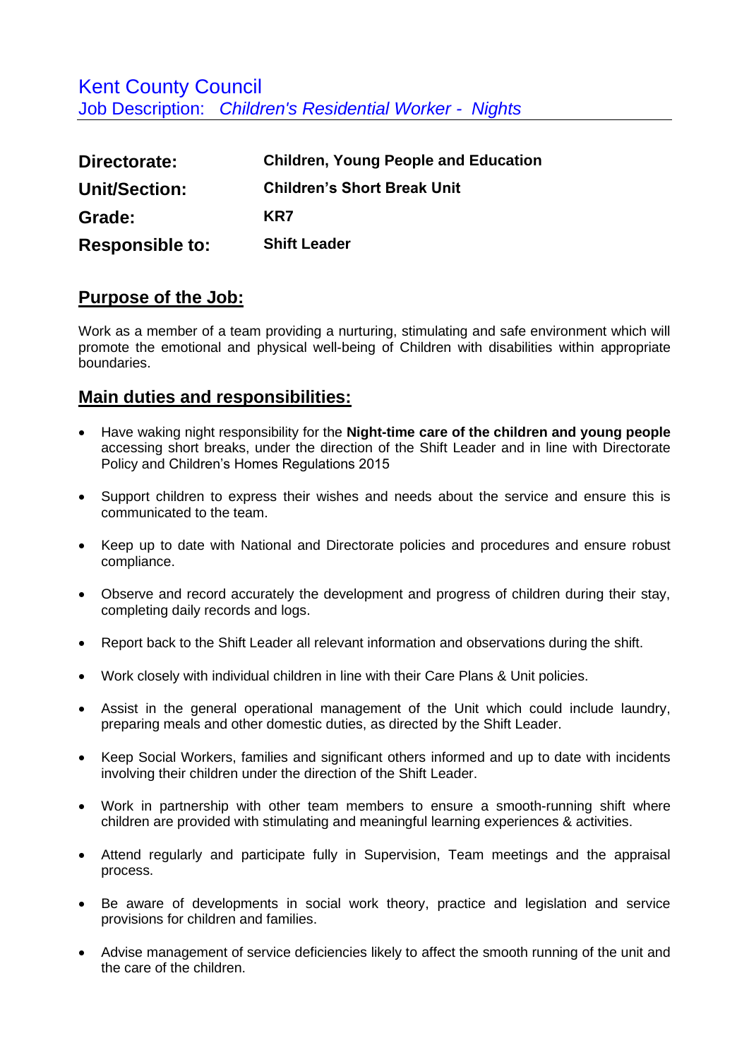# Kent County Council

## Job Description: *Children's Residential Worker - Nights*

| | |
|---|---|
| **Directorate:** | **Children, Young People and Education** |
| **Unit/Section:** | **Children's Short Break Unit** |
| **Grade:** | **KR7** |
| **Responsible to:** | **Shift Leader** |

## Purpose of the Job:

Work as a member of a team providing a nurturing, stimulating and safe environment which will promote the emotional and physical well-being of Children with disabilities within appropriate boundaries.

## Main duties and responsibilities:

- Have waking night responsibility for the **Night-time care of the children and young people** accessing short breaks, under the direction of the Shift Leader and in line with Directorate Policy and Children's Homes Regulations 2015
- Support children to express their wishes and needs about the service and ensure this is communicated to the team.
- Keep up to date with National and Directorate policies and procedures and ensure robust compliance.
- Observe and record accurately the development and progress of children during their stay, completing daily records and logs.
- Report back to the Shift Leader all relevant information and observations during the shift.
- Work closely with individual children in line with their Care Plans & Unit policies.
- Assist in the general operational management of the Unit which could include laundry, preparing meals and other domestic duties, as directed by the Shift Leader.
- Keep Social Workers, families and significant others informed and up to date with incidents involving their children under the direction of the Shift Leader.
- Work in partnership with other team members to ensure a smooth-running shift where children are provided with stimulating and meaningful learning experiences & activities.
- Attend regularly and participate fully in Supervision, Team meetings and the appraisal process.
- Be aware of developments in social work theory, practice and legislation and service provisions for children and families.
- Advise management of service deficiencies likely to affect the smooth running of the unit and the care of the children.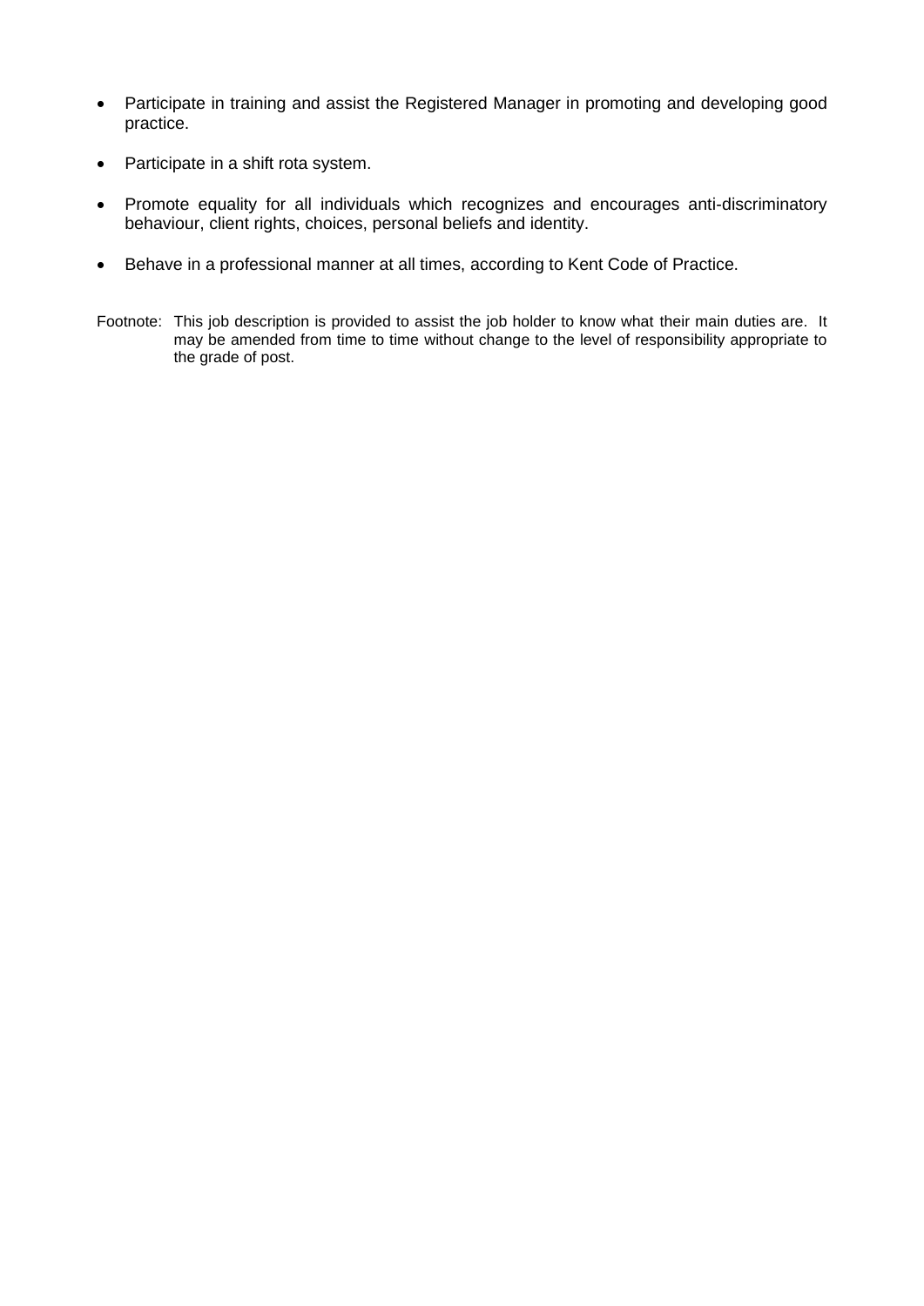- Participate in training and assist the Registered Manager in promoting and developing good practice.
- Participate in a shift rota system.
- Promote equality for all individuals which recognizes and encourages anti-discriminatory behaviour, client rights, choices, personal beliefs and identity.
- Behave in a professional manner at all times, according to Kent Code of Practice.

Footnote: This job description is provided to assist the job holder to know what their main duties are. It may be amended from time to time without change to the level of responsibility appropriate to the grade of post.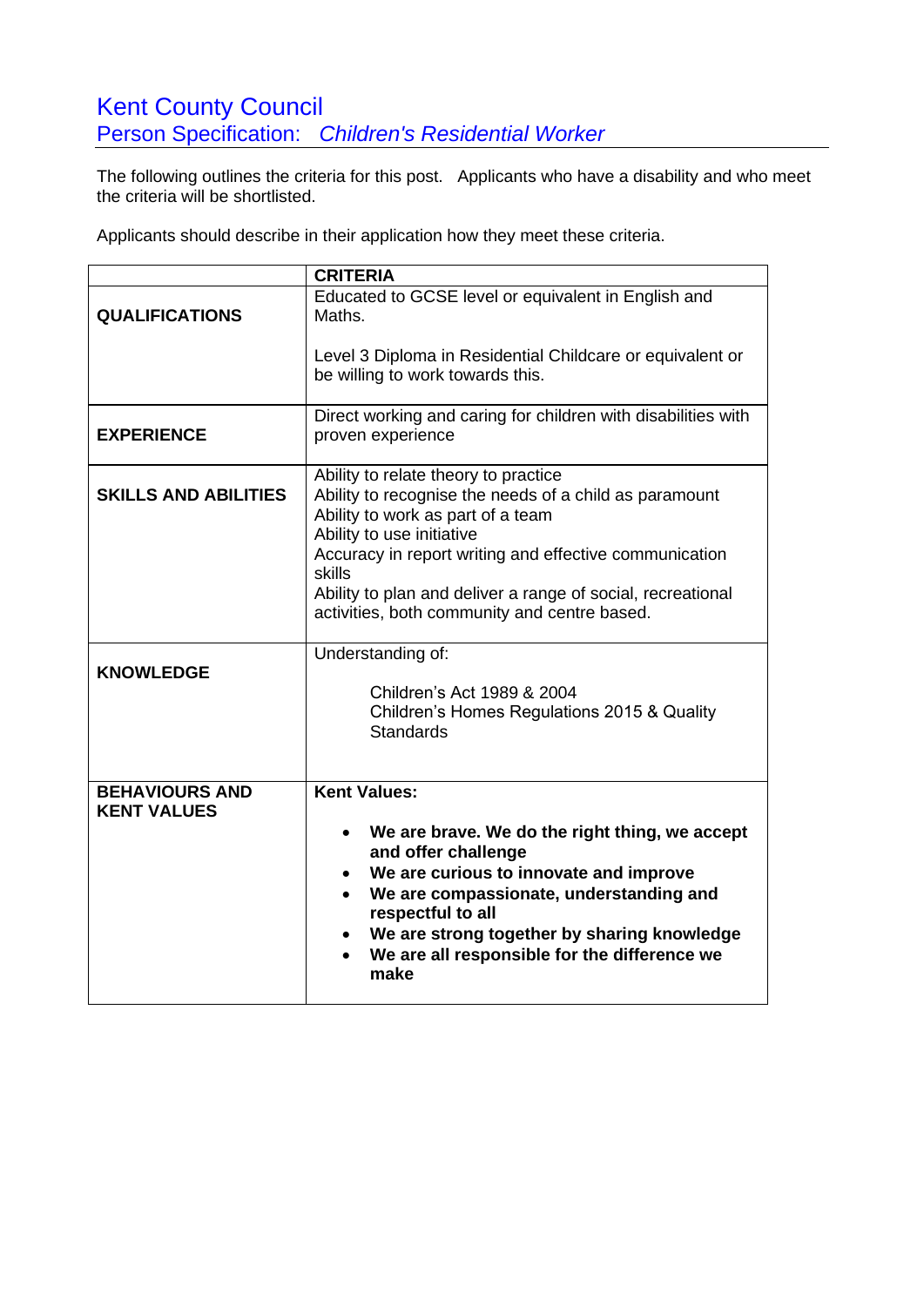# Kent County Council

## Person Specification: *Children's Residential Worker*

The following outlines the criteria for this post. Applicants who have a disability and who meet the criteria will be shortlisted.

Applicants should describe in their application how they meet these criteria.

| | **CRITERIA** |
|---|---|
| **QUALIFICATIONS** | Educated to GCSE level or equivalent in English and Maths.<br><br>Level 3 Diploma in Residential Childcare or equivalent or be willing to work towards this. |
| **EXPERIENCE** | Direct working and caring for children with disabilities with proven experience |
| **SKILLS AND ABILITIES** | Ability to relate theory to practice<br>Ability to recognise the needs of a child as paramount<br>Ability to work as part of a team<br>Ability to use initiative<br>Accuracy in report writing and effective communication skills<br>Ability to plan and deliver a range of social, recreational activities, both community and centre based. |
| **KNOWLEDGE** | Understanding of:<br><br>Children's Act 1989 & 2004<br>Children's Homes Regulations 2015 & Quality Standards |
| **BEHAVIOURS AND KENT VALUES** | **Kent Values:**<br><br>• **We are brave. We do the right thing, we accept and offer challenge**<br>• **We are curious to innovate and improve**<br>• **We are compassionate, understanding and respectful to all**<br>• **We are strong together by sharing knowledge**<br>• **We are all responsible for the difference we make** |